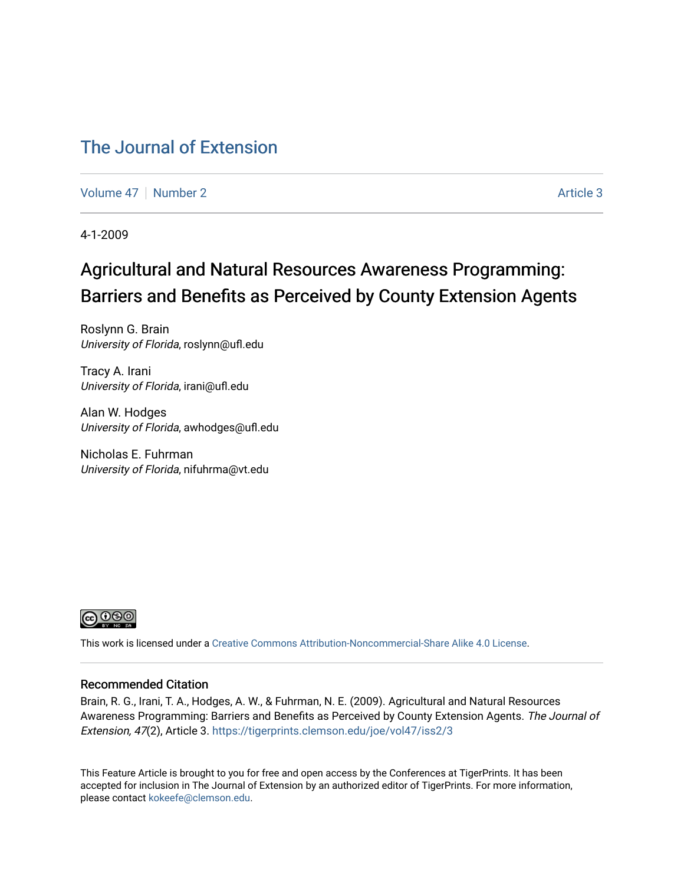# The Journal of Extension

Volume 47 | Number 2 | Article 3

4-1-2009

## Agricultural and Natural Resources Awareness Programming: Barriers and Benefits as Perceived by County Extension Agents

Roslynn G. Brain
*University of Florida*, roslynn@ufl.edu

Tracy A. Irani
*University of Florida*, irani@ufl.edu

Alan W. Hodges
*University of Florida*, awhodges@ufl.edu

Nicholas E. Fuhrman
*University of Florida*, nifuhrma@vt.edu

This work is licensed under a Creative Commons Attribution-Noncommercial-Share Alike 4.0 License.

### Recommended Citation

Brain, R. G., Irani, T. A., Hodges, A. W., & Fuhrman, N. E. (2009). Agricultural and Natural Resources Awareness Programming: Barriers and Benefits as Perceived by County Extension Agents. *The Journal of Extension, 47*(2), Article 3. https://tigerprints.clemson.edu/joe/vol47/iss2/3

This Feature Article is brought to you for free and open access by the Conferences at TigerPrints. It has been accepted for inclusion in The Journal of Extension by an authorized editor of TigerPrints. For more information, please contact kokeefe@clemson.edu.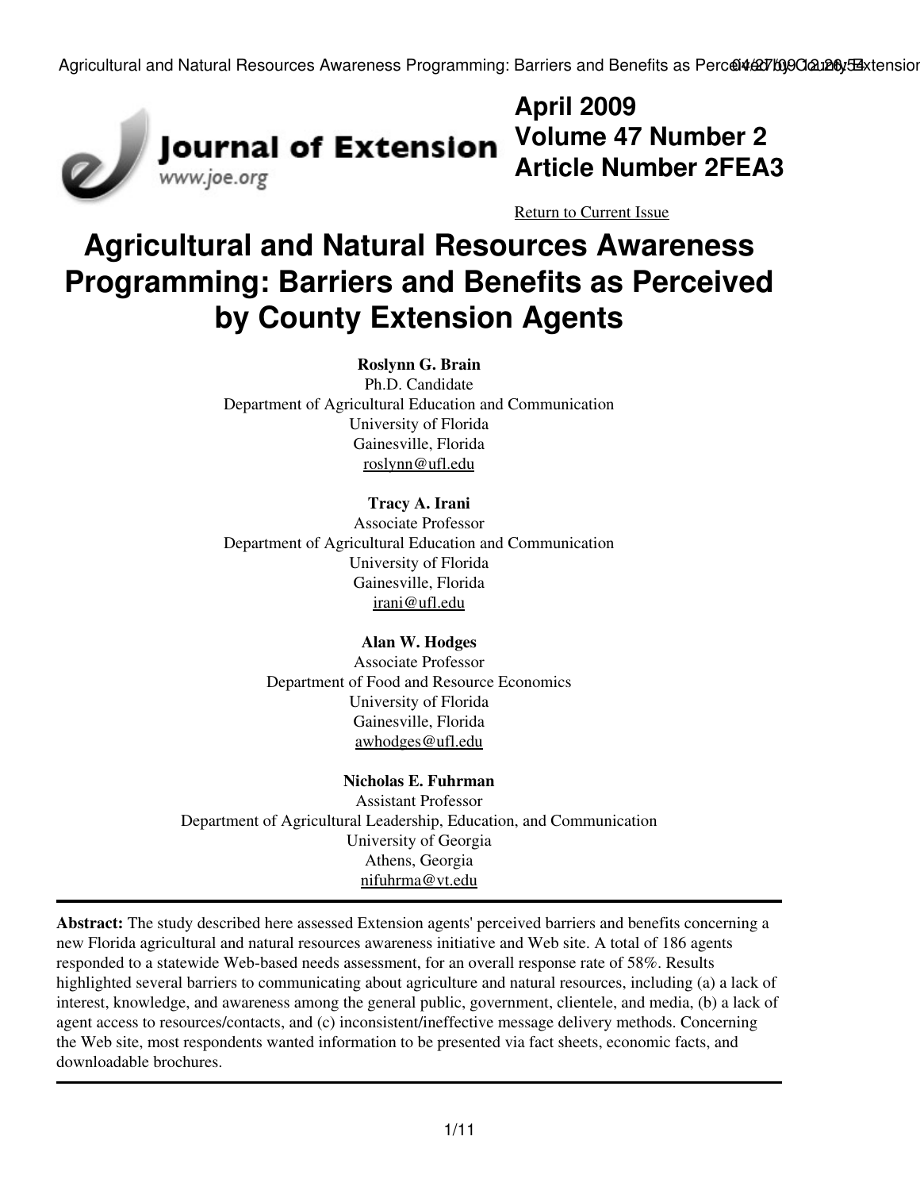April 2009
Volume 47 Number 2
Article Number 2FEA3

Return to Current Issue

# Agricultural and Natural Resources Awareness Programming: Barriers and Benefits as Perceived by County Extension Agents

**Roslynn G. Brain**
Ph.D. Candidate
Department of Agricultural Education and Communication
University of Florida
Gainesville, Florida
roslynn@ufl.edu

**Tracy A. Irani**
Associate Professor
Department of Agricultural Education and Communication
University of Florida
Gainesville, Florida
irani@ufl.edu

**Alan W. Hodges**
Associate Professor
Department of Food and Resource Economics
University of Florida
Gainesville, Florida
awhodges@ufl.edu

**Nicholas E. Fuhrman**
Assistant Professor
Department of Agricultural Leadership, Education, and Communication
University of Georgia
Athens, Georgia
nifuhrma@vt.edu

---

**Abstract:** The study described here assessed Extension agents' perceived barriers and benefits concerning a new Florida agricultural and natural resources awareness initiative and Web site. A total of 186 agents responded to a statewide Web-based needs assessment, for an overall response rate of 58%. Results highlighted several barriers to communicating about agriculture and natural resources, including (a) a lack of interest, knowledge, and awareness among the general public, government, clientele, and media, (b) a lack of agent access to resources/contacts, and (c) inconsistent/ineffective message delivery methods. Concerning the Web site, most respondents wanted information to be presented via fact sheets, economic facts, and downloadable brochures.

---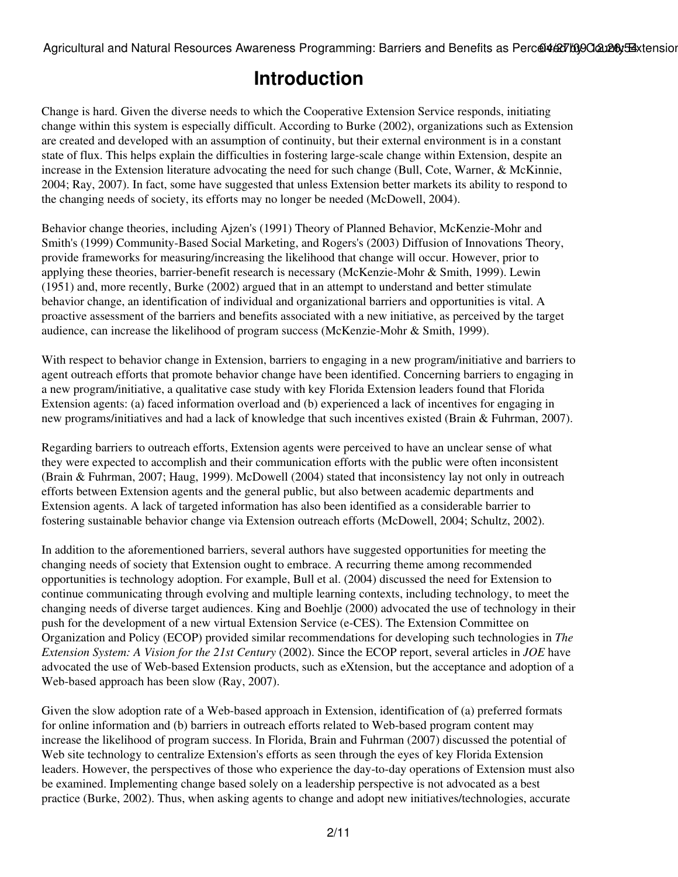# Introduction

Change is hard. Given the diverse needs to which the Cooperative Extension Service responds, initiating change within this system is especially difficult. According to Burke (2002), organizations such as Extension are created and developed with an assumption of continuity, but their external environment is in a constant state of flux. This helps explain the difficulties in fostering large-scale change within Extension, despite an increase in the Extension literature advocating the need for such change (Bull, Cote, Warner, & McKinnie, 2004; Ray, 2007). In fact, some have suggested that unless Extension better markets its ability to respond to the changing needs of society, its efforts may no longer be needed (McDowell, 2004).

Behavior change theories, including Ajzen's (1991) Theory of Planned Behavior, McKenzie-Mohr and Smith's (1999) Community-Based Social Marketing, and Rogers's (2003) Diffusion of Innovations Theory, provide frameworks for measuring/increasing the likelihood that change will occur. However, prior to applying these theories, barrier-benefit research is necessary (McKenzie-Mohr & Smith, 1999). Lewin (1951) and, more recently, Burke (2002) argued that in an attempt to understand and better stimulate behavior change, an identification of individual and organizational barriers and opportunities is vital. A proactive assessment of the barriers and benefits associated with a new initiative, as perceived by the target audience, can increase the likelihood of program success (McKenzie-Mohr & Smith, 1999).

With respect to behavior change in Extension, barriers to engaging in a new program/initiative and barriers to agent outreach efforts that promote behavior change have been identified. Concerning barriers to engaging in a new program/initiative, a qualitative case study with key Florida Extension leaders found that Florida Extension agents: (a) faced information overload and (b) experienced a lack of incentives for engaging in new programs/initiatives and had a lack of knowledge that such incentives existed (Brain & Fuhrman, 2007).

Regarding barriers to outreach efforts, Extension agents were perceived to have an unclear sense of what they were expected to accomplish and their communication efforts with the public were often inconsistent (Brain & Fuhrman, 2007; Haug, 1999). McDowell (2004) stated that inconsistency lay not only in outreach efforts between Extension agents and the general public, but also between academic departments and Extension agents. A lack of targeted information has also been identified as a considerable barrier to fostering sustainable behavior change via Extension outreach efforts (McDowell, 2004; Schultz, 2002).

In addition to the aforementioned barriers, several authors have suggested opportunities for meeting the changing needs of society that Extension ought to embrace. A recurring theme among recommended opportunities is technology adoption. For example, Bull et al. (2004) discussed the need for Extension to continue communicating through evolving and multiple learning contexts, including technology, to meet the changing needs of diverse target audiences. King and Boehlje (2000) advocated the use of technology in their push for the development of a new virtual Extension Service (e-CES). The Extension Committee on Organization and Policy (ECOP) provided similar recommendations for developing such technologies in *The Extension System: A Vision for the 21st Century* (2002). Since the ECOP report, several articles in *JOE* have advocated the use of Web-based Extension products, such as eXtension, but the acceptance and adoption of a Web-based approach has been slow (Ray, 2007).

Given the slow adoption rate of a Web-based approach in Extension, identification of (a) preferred formats for online information and (b) barriers in outreach efforts related to Web-based program content may increase the likelihood of program success. In Florida, Brain and Fuhrman (2007) discussed the potential of Web site technology to centralize Extension's efforts as seen through the eyes of key Florida Extension leaders. However, the perspectives of those who experience the day-to-day operations of Extension must also be examined. Implementing change based solely on a leadership perspective is not advocated as a best practice (Burke, 2002). Thus, when asking agents to change and adopt new initiatives/technologies, accurate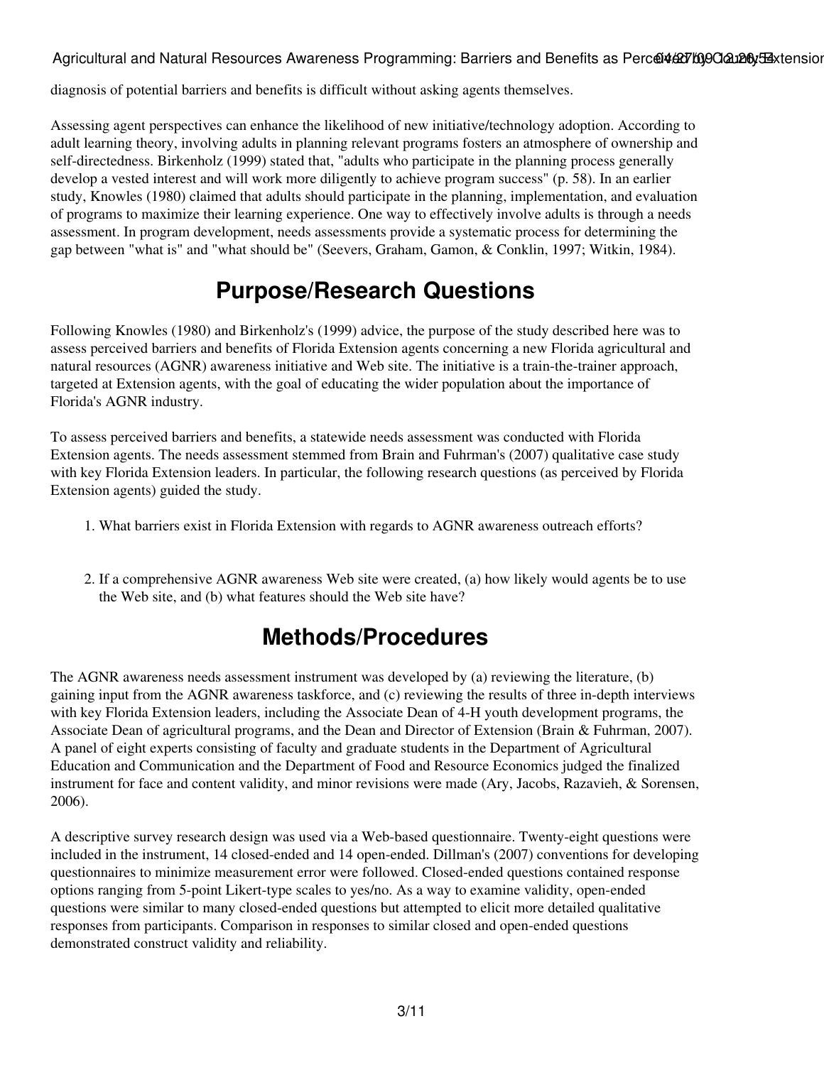diagnosis of potential barriers and benefits is difficult without asking agents themselves.

Assessing agent perspectives can enhance the likelihood of new initiative/technology adoption. According to adult learning theory, involving adults in planning relevant programs fosters an atmosphere of ownership and self-directedness. Birkenholz (1999) stated that, "adults who participate in the planning process generally develop a vested interest and will work more diligently to achieve program success" (p. 58). In an earlier study, Knowles (1980) claimed that adults should participate in the planning, implementation, and evaluation of programs to maximize their learning experience. One way to effectively involve adults is through a needs assessment. In program development, needs assessments provide a systematic process for determining the gap between "what is" and "what should be" (Seevers, Graham, Gamon, & Conklin, 1997; Witkin, 1984).

## Purpose/Research Questions

Following Knowles (1980) and Birkenholz's (1999) advice, the purpose of the study described here was to assess perceived barriers and benefits of Florida Extension agents concerning a new Florida agricultural and natural resources (AGNR) awareness initiative and Web site. The initiative is a train-the-trainer approach, targeted at Extension agents, with the goal of educating the wider population about the importance of Florida's AGNR industry.

To assess perceived barriers and benefits, a statewide needs assessment was conducted with Florida Extension agents. The needs assessment stemmed from Brain and Fuhrman's (2007) qualitative case study with key Florida Extension leaders. In particular, the following research questions (as perceived by Florida Extension agents) guided the study.

1. What barriers exist in Florida Extension with regards to AGNR awareness outreach efforts?

2. If a comprehensive AGNR awareness Web site were created, (a) how likely would agents be to use the Web site, and (b) what features should the Web site have?

## Methods/Procedures

The AGNR awareness needs assessment instrument was developed by (a) reviewing the literature, (b) gaining input from the AGNR awareness taskforce, and (c) reviewing the results of three in-depth interviews with key Florida Extension leaders, including the Associate Dean of 4-H youth development programs, the Associate Dean of agricultural programs, and the Dean and Director of Extension (Brain & Fuhrman, 2007). A panel of eight experts consisting of faculty and graduate students in the Department of Agricultural Education and Communication and the Department of Food and Resource Economics judged the finalized instrument for face and content validity, and minor revisions were made (Ary, Jacobs, Razavieh, & Sorensen, 2006).

A descriptive survey research design was used via a Web-based questionnaire. Twenty-eight questions were included in the instrument, 14 closed-ended and 14 open-ended. Dillman's (2007) conventions for developing questionnaires to minimize measurement error were followed. Closed-ended questions contained response options ranging from 5-point Likert-type scales to yes/no. As a way to examine validity, open-ended questions were similar to many closed-ended questions but attempted to elicit more detailed qualitative responses from participants. Comparison in responses to similar closed and open-ended questions demonstrated construct validity and reliability.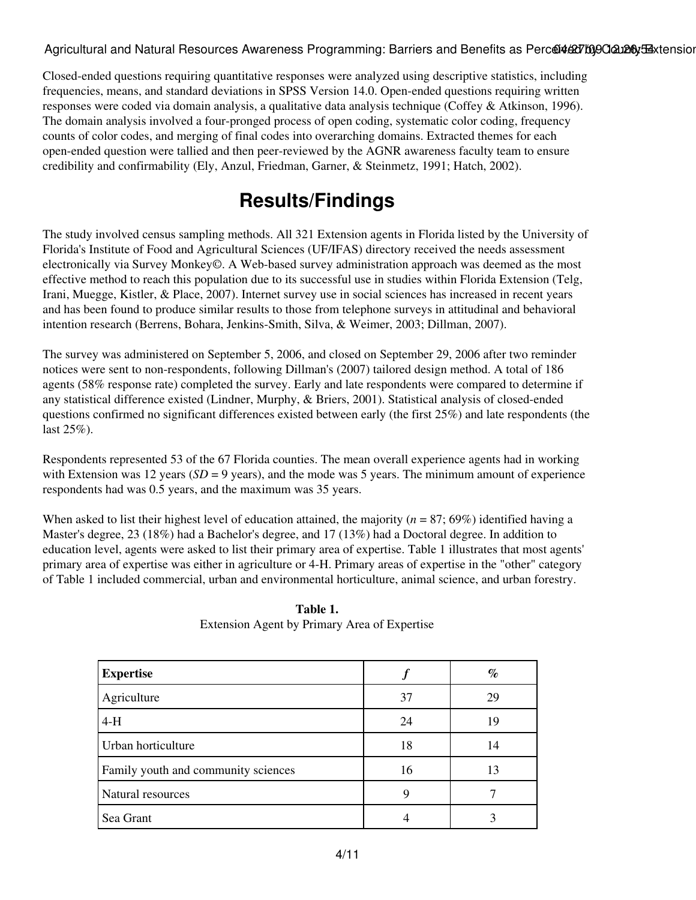Closed-ended questions requiring quantitative responses were analyzed using descriptive statistics, including frequencies, means, and standard deviations in SPSS Version 14.0. Open-ended questions requiring written responses were coded via domain analysis, a qualitative data analysis technique (Coffey & Atkinson, 1996). The domain analysis involved a four-pronged process of open coding, systematic color coding, frequency counts of color codes, and merging of final codes into overarching domains. Extracted themes for each open-ended question were tallied and then peer-reviewed by the AGNR awareness faculty team to ensure credibility and confirmability (Ely, Anzul, Friedman, Garner, & Steinmetz, 1991; Hatch, 2002).

# Results/Findings

The study involved census sampling methods. All 321 Extension agents in Florida listed by the University of Florida's Institute of Food and Agricultural Sciences (UF/IFAS) directory received the needs assessment electronically via Survey Monkey©. A Web-based survey administration approach was deemed as the most effective method to reach this population due to its successful use in studies within Florida Extension (Telg, Irani, Muegge, Kistler, & Place, 2007). Internet survey use in social sciences has increased in recent years and has been found to produce similar results to those from telephone surveys in attitudinal and behavioral intention research (Berrens, Bohara, Jenkins-Smith, Silva, & Weimer, 2003; Dillman, 2007).

The survey was administered on September 5, 2006, and closed on September 29, 2006 after two reminder notices were sent to non-respondents, following Dillman's (2007) tailored design method. A total of 186 agents (58% response rate) completed the survey. Early and late respondents were compared to determine if any statistical difference existed (Lindner, Murphy, & Briers, 2001). Statistical analysis of closed-ended questions confirmed no significant differences existed between early (the first 25%) and late respondents (the last 25%).

Respondents represented 53 of the 67 Florida counties. The mean overall experience agents had in working with Extension was 12 years (*SD* = 9 years), and the mode was 5 years. The minimum amount of experience respondents had was 0.5 years, and the maximum was 35 years.

When asked to list their highest level of education attained, the majority (*n* = 87; 69%) identified having a Master's degree, 23 (18%) had a Bachelor's degree, and 17 (13%) had a Doctoral degree. In addition to education level, agents were asked to list their primary area of expertise. Table 1 illustrates that most agents' primary area of expertise was either in agriculture or 4-H. Primary areas of expertise in the "other" category of Table 1 included commercial, urban and environmental horticulture, animal science, and urban forestry.

**Table 1.**
Extension Agent by Primary Area of Expertise

| **Expertise** | ***f*** | **%** |
|---|---|---|
| Agriculture | 37 | 29 |
| 4-H | 24 | 19 |
| Urban horticulture | 18 | 14 |
| Family youth and community sciences | 16 | 13 |
| Natural resources | 9 | 7 |
| Sea Grant | 4 | 3 |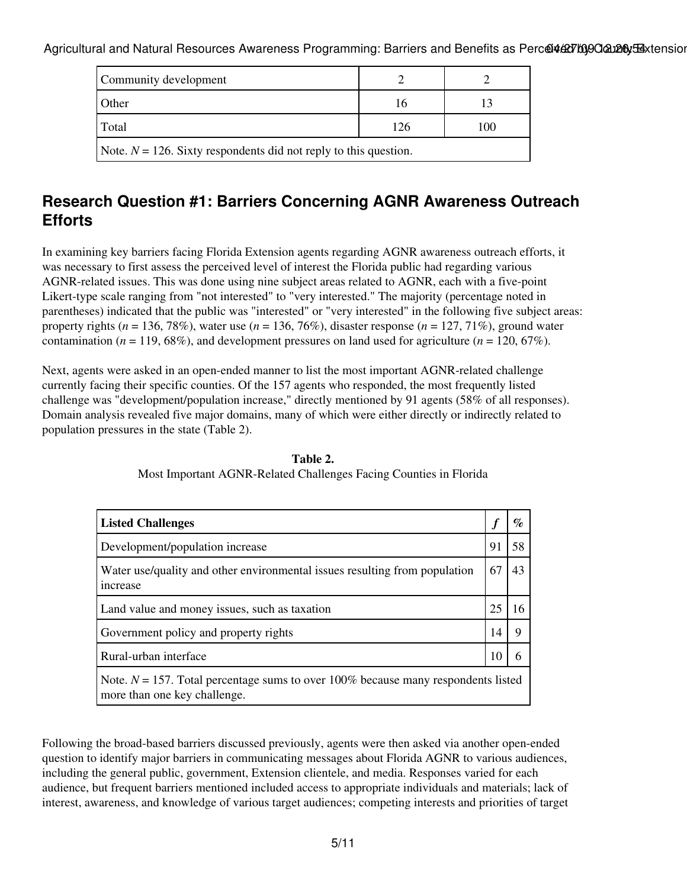| Community development | 2 | 2 |
|---|---|---|
| Other | 16 | 13 |
| Total | 126 | 100 |
| Note. *N* = 126. Sixty respondents did not reply to this question. | | |

## Research Question #1: Barriers Concerning AGNR Awareness Outreach Efforts

In examining key barriers facing Florida Extension agents regarding AGNR awareness outreach efforts, it was necessary to first assess the perceived level of interest the Florida public had regarding various AGNR-related issues. This was done using nine subject areas related to AGNR, each with a five-point Likert-type scale ranging from "not interested" to "very interested." The majority (percentage noted in parentheses) indicated that the public was "interested" or "very interested" in the following five subject areas: property rights (*n* = 136, 78%), water use (*n* = 136, 76%), disaster response (*n* = 127, 71%), ground water contamination (*n* = 119, 68%), and development pressures on land used for agriculture (*n* = 120, 67%).

Next, agents were asked in an open-ended manner to list the most important AGNR-related challenge currently facing their specific counties. Of the 157 agents who responded, the most frequently listed challenge was "development/population increase," directly mentioned by 91 agents (58% of all responses). Domain analysis revealed five major domains, many of which were either directly or indirectly related to population pressures in the state (Table 2).

**Table 2.**
Most Important AGNR-Related Challenges Facing Counties in Florida

| Listed Challenges | *f* | % |
|---|---|---|
| Development/population increase | 91 | 58 |
| Water use/quality and other environmental issues resulting from population increase | 67 | 43 |
| Land value and money issues, such as taxation | 25 | 16 |
| Government policy and property rights | 14 | 9 |
| Rural-urban interface | 10 | 6 |
| Note. *N* = 157. Total percentage sums to over 100% because many respondents listed more than one key challenge. | | |

Following the broad-based barriers discussed previously, agents were then asked via another open-ended question to identify major barriers in communicating messages about Florida AGNR to various audiences, including the general public, government, Extension clientele, and media. Responses varied for each audience, but frequent barriers mentioned included access to appropriate individuals and materials; lack of interest, awareness, and knowledge of various target audiences; competing interests and priorities of target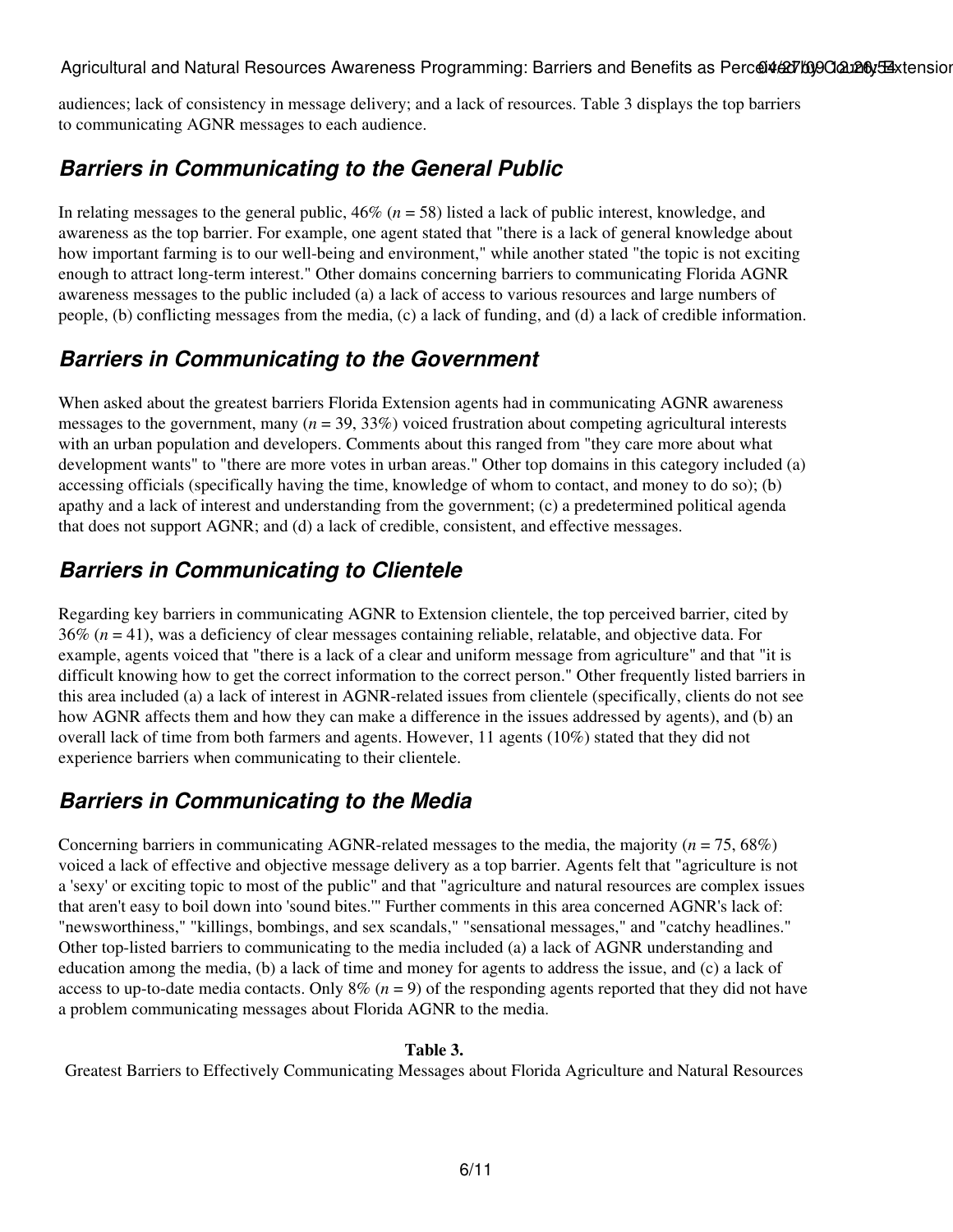audiences; lack of consistency in message delivery; and a lack of resources. Table 3 displays the top barriers to communicating AGNR messages to each audience.

## Barriers in Communicating to the General Public

In relating messages to the general public, 46% (*n* = 58) listed a lack of public interest, knowledge, and awareness as the top barrier. For example, one agent stated that "there is a lack of general knowledge about how important farming is to our well-being and environment," while another stated "the topic is not exciting enough to attract long-term interest." Other domains concerning barriers to communicating Florida AGNR awareness messages to the public included (a) a lack of access to various resources and large numbers of people, (b) conflicting messages from the media, (c) a lack of funding, and (d) a lack of credible information.

## Barriers in Communicating to the Government

When asked about the greatest barriers Florida Extension agents had in communicating AGNR awareness messages to the government, many (*n* = 39, 33%) voiced frustration about competing agricultural interests with an urban population and developers. Comments about this ranged from "they care more about what development wants" to "there are more votes in urban areas." Other top domains in this category included (a) accessing officials (specifically having the time, knowledge of whom to contact, and money to do so); (b) apathy and a lack of interest and understanding from the government; (c) a predetermined political agenda that does not support AGNR; and (d) a lack of credible, consistent, and effective messages.

## Barriers in Communicating to Clientele

Regarding key barriers in communicating AGNR to Extension clientele, the top perceived barrier, cited by 36% (*n* = 41), was a deficiency of clear messages containing reliable, relatable, and objective data. For example, agents voiced that "there is a lack of a clear and uniform message from agriculture" and that "it is difficult knowing how to get the correct information to the correct person." Other frequently listed barriers in this area included (a) a lack of interest in AGNR-related issues from clientele (specifically, clients do not see how AGNR affects them and how they can make a difference in the issues addressed by agents), and (b) an overall lack of time from both farmers and agents. However, 11 agents (10%) stated that they did not experience barriers when communicating to their clientele.

## Barriers in Communicating to the Media

Concerning barriers in communicating AGNR-related messages to the media, the majority (*n* = 75, 68%) voiced a lack of effective and objective message delivery as a top barrier. Agents felt that "agriculture is not a 'sexy' or exciting topic to most of the public" and that "agriculture and natural resources are complex issues that aren't easy to boil down into 'sound bites.'" Further comments in this area concerned AGNR's lack of: "newsworthiness," "killings, bombings, and sex scandals," "sensational messages," and "catchy headlines." Other top-listed barriers to communicating to the media included (a) a lack of AGNR understanding and education among the media, (b) a lack of time and money for agents to address the issue, and (c) a lack of access to up-to-date media contacts. Only 8% (*n* = 9) of the responding agents reported that they did not have a problem communicating messages about Florida AGNR to the media.

**Table 3.**

Greatest Barriers to Effectively Communicating Messages about Florida Agriculture and Natural Resources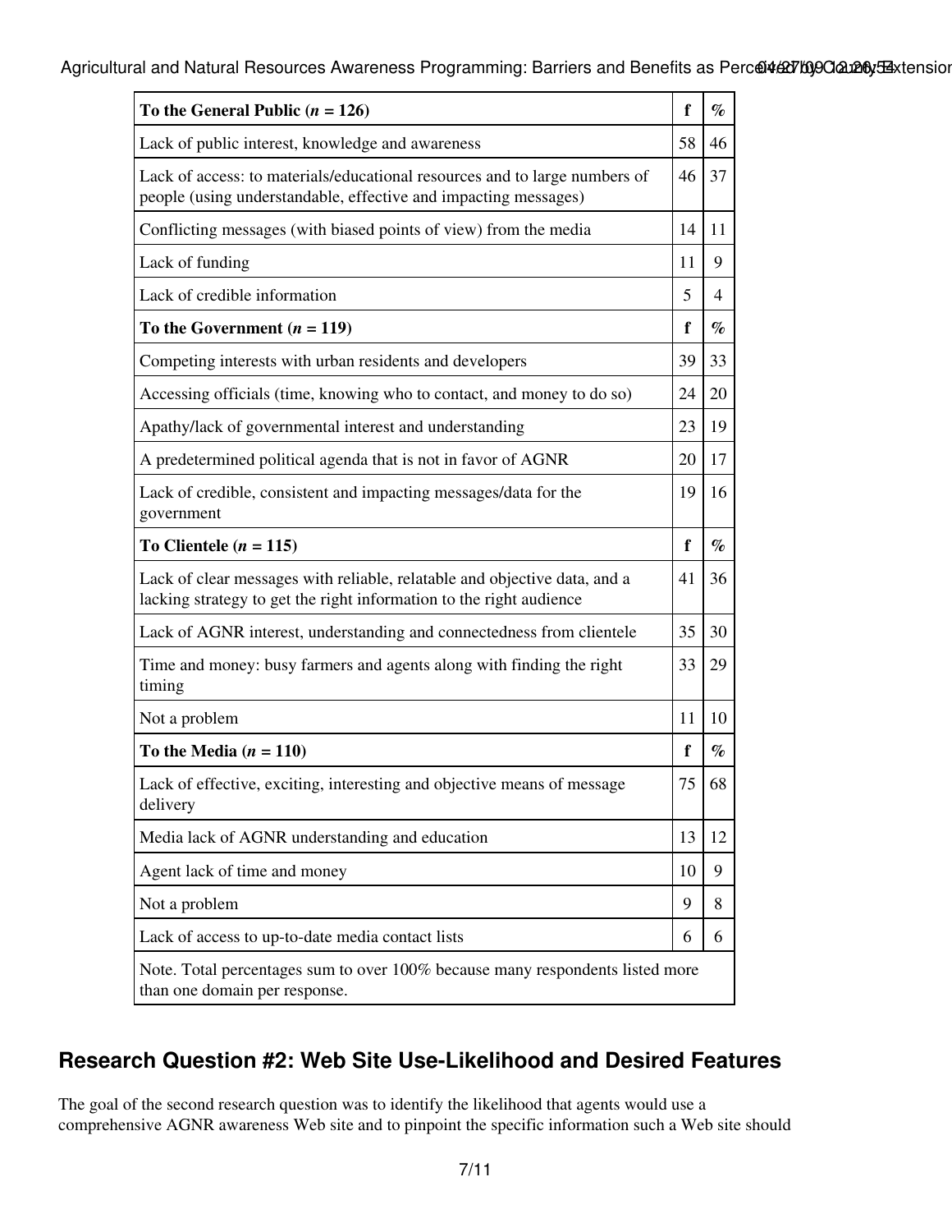| To the General Public (*n* = 126) | f | % |
|---|---|---|
| Lack of public interest, knowledge and awareness | 58 | 46 |
| Lack of access: to materials/educational resources and to large numbers of people (using understandable, effective and impacting messages) | 46 | 37 |
| Conflicting messages (with biased points of view) from the media | 14 | 11 |
| Lack of funding | 11 | 9 |
| Lack of credible information | 5 | 4 |
| **To the Government (*n* = 119)** | **f** | **%** |
| Competing interests with urban residents and developers | 39 | 33 |
| Accessing officials (time, knowing who to contact, and money to do so) | 24 | 20 |
| Apathy/lack of governmental interest and understanding | 23 | 19 |
| A predetermined political agenda that is not in favor of AGNR | 20 | 17 |
| Lack of credible, consistent and impacting messages/data for the government | 19 | 16 |
| **To Clientele (*n* = 115)** | **f** | **%** |
| Lack of clear messages with reliable, relatable and objective data, and a lacking strategy to get the right information to the right audience | 41 | 36 |
| Lack of AGNR interest, understanding and connectedness from clientele | 35 | 30 |
| Time and money: busy farmers and agents along with finding the right timing | 33 | 29 |
| Not a problem | 11 | 10 |
| **To the Media (*n* = 110)** | **f** | **%** |
| Lack of effective, exciting, interesting and objective means of message delivery | 75 | 68 |
| Media lack of AGNR understanding and education | 13 | 12 |
| Agent lack of time and money | 10 | 9 |
| Not a problem | 9 | 8 |
| Lack of access to up-to-date media contact lists | 6 | 6 |
| Note. Total percentages sum to over 100% because many respondents listed more than one domain per response. | | |

## Research Question #2: Web Site Use-Likelihood and Desired Features

The goal of the second research question was to identify the likelihood that agents would use a comprehensive AGNR awareness Web site and to pinpoint the specific information such a Web site should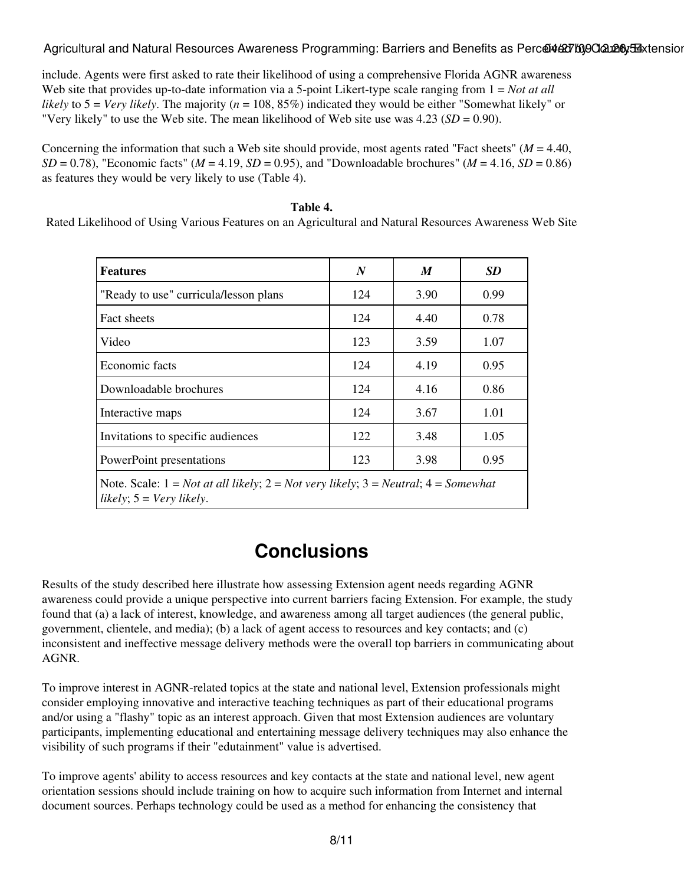include. Agents were first asked to rate their likelihood of using a comprehensive Florida AGNR awareness Web site that provides up-to-date information via a 5-point Likert-type scale ranging from 1 = *Not at all likely* to 5 = *Very likely*. The majority ($n$ = 108, 85%) indicated they would be either "Somewhat likely" or "Very likely" to use the Web site. The mean likelihood of Web site use was 4.23 ($SD$ = 0.90).

Concerning the information that such a Web site should provide, most agents rated "Fact sheets" ($M$ = 4.40, $SD$ = 0.78), "Economic facts" ($M$ = 4.19, $SD$ = 0.95), and "Downloadable brochures" ($M$ = 4.16, $SD$ = 0.86) as features they would be very likely to use (Table 4).

**Table 4.**
Rated Likelihood of Using Various Features on an Agricultural and Natural Resources Awareness Web Site

| Features | *N* | *M* | *SD* |
|---|---|---|---|
| "Ready to use" curricula/lesson plans | 124 | 3.90 | 0.99 |
| Fact sheets | 124 | 4.40 | 0.78 |
| Video | 123 | 3.59 | 1.07 |
| Economic facts | 124 | 4.19 | 0.95 |
| Downloadable brochures | 124 | 4.16 | 0.86 |
| Interactive maps | 124 | 3.67 | 1.01 |
| Invitations to specific audiences | 122 | 3.48 | 1.05 |
| PowerPoint presentations | 123 | 3.98 | 0.95 |
| Note. Scale: 1 = *Not at all likely*; 2 = *Not very likely*; 3 = *Neutral*; 4 = *Somewhat likely*; 5 = *Very likely*. | | | |

## Conclusions

Results of the study described here illustrate how assessing Extension agent needs regarding AGNR awareness could provide a unique perspective into current barriers facing Extension. For example, the study found that (a) a lack of interest, knowledge, and awareness among all target audiences (the general public, government, clientele, and media); (b) a lack of agent access to resources and key contacts; and (c) inconsistent and ineffective message delivery methods were the overall top barriers in communicating about AGNR.

To improve interest in AGNR-related topics at the state and national level, Extension professionals might consider employing innovative and interactive teaching techniques as part of their educational programs and/or using a "flashy" topic as an interest approach. Given that most Extension audiences are voluntary participants, implementing educational and entertaining message delivery techniques may also enhance the visibility of such programs if their "edutainment" value is advertised.

To improve agents' ability to access resources and key contacts at the state and national level, new agent orientation sessions should include training on how to acquire such information from Internet and internal document sources. Perhaps technology could be used as a method for enhancing the consistency that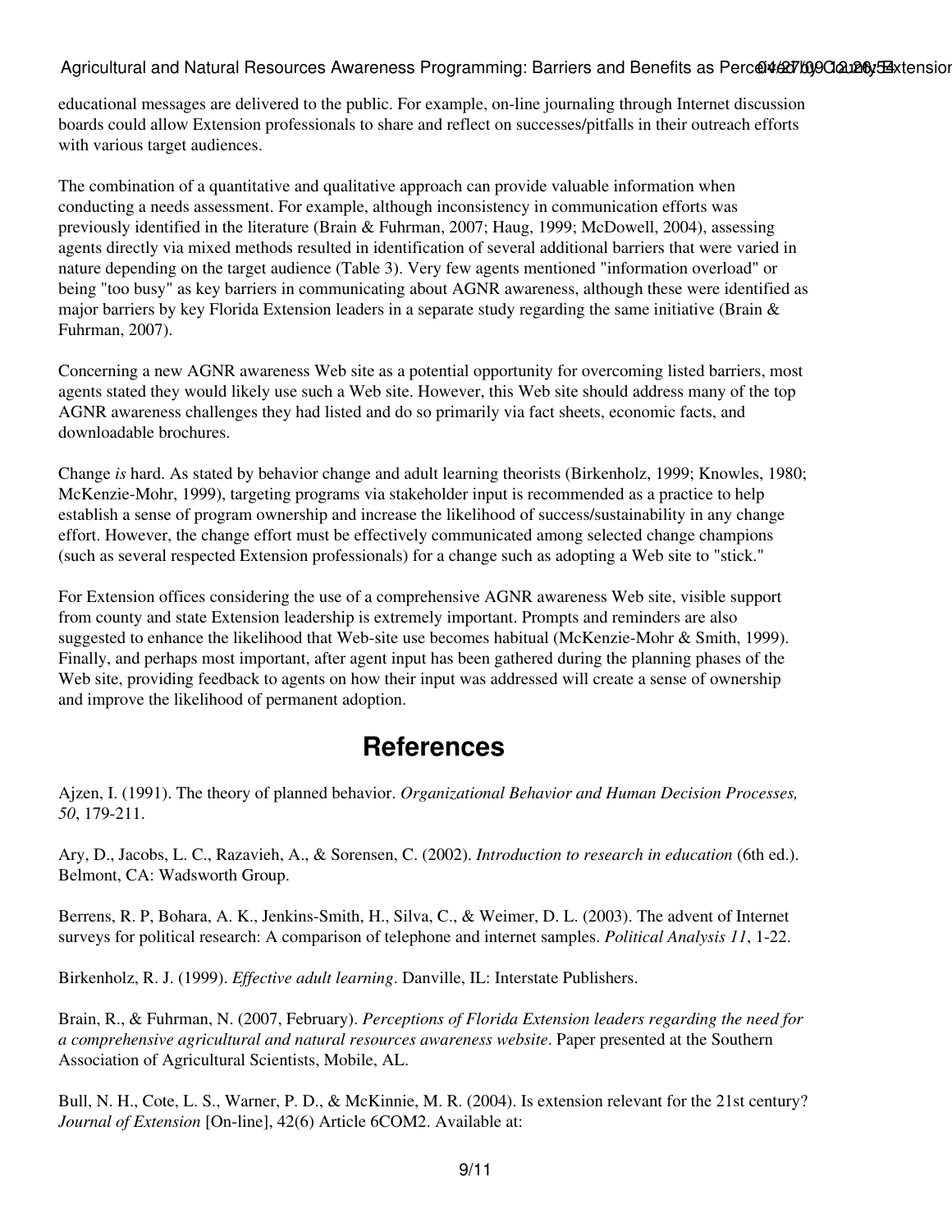educational messages are delivered to the public. For example, on-line journaling through Internet discussion boards could allow Extension professionals to share and reflect on successes/pitfalls in their outreach efforts with various target audiences.

The combination of a quantitative and qualitative approach can provide valuable information when conducting a needs assessment. For example, although inconsistency in communication efforts was previously identified in the literature (Brain & Fuhrman, 2007; Haug, 1999; McDowell, 2004), assessing agents directly via mixed methods resulted in identification of several additional barriers that were varied in nature depending on the target audience (Table 3). Very few agents mentioned "information overload" or being "too busy" as key barriers in communicating about AGNR awareness, although these were identified as major barriers by key Florida Extension leaders in a separate study regarding the same initiative (Brain & Fuhrman, 2007).

Concerning a new AGNR awareness Web site as a potential opportunity for overcoming listed barriers, most agents stated they would likely use such a Web site. However, this Web site should address many of the top AGNR awareness challenges they had listed and do so primarily via fact sheets, economic facts, and downloadable brochures.

Change *is* hard. As stated by behavior change and adult learning theorists (Birkenholz, 1999; Knowles, 1980; McKenzie-Mohr, 1999), targeting programs via stakeholder input is recommended as a practice to help establish a sense of program ownership and increase the likelihood of success/sustainability in any change effort. However, the change effort must be effectively communicated among selected change champions (such as several respected Extension professionals) for a change such as adopting a Web site to "stick."

For Extension offices considering the use of a comprehensive AGNR awareness Web site, visible support from county and state Extension leadership is extremely important. Prompts and reminders are also suggested to enhance the likelihood that Web-site use becomes habitual (McKenzie-Mohr & Smith, 1999). Finally, and perhaps most important, after agent input has been gathered during the planning phases of the Web site, providing feedback to agents on how their input was addressed will create a sense of ownership and improve the likelihood of permanent adoption.

## References

Ajzen, I. (1991). The theory of planned behavior. *Organizational Behavior and Human Decision Processes, 50*, 179-211.

Ary, D., Jacobs, L. C., Razavieh, A., & Sorensen, C. (2002). *Introduction to research in education* (6th ed.). Belmont, CA: Wadsworth Group.

Berrens, R. P, Bohara, A. K., Jenkins-Smith, H., Silva, C., & Weimer, D. L. (2003). The advent of Internet surveys for political research: A comparison of telephone and internet samples. *Political Analysis 11*, 1-22.

Birkenholz, R. J. (1999). *Effective adult learning*. Danville, IL: Interstate Publishers.

Brain, R., & Fuhrman, N. (2007, February). *Perceptions of Florida Extension leaders regarding the need for a comprehensive agricultural and natural resources awareness website*. Paper presented at the Southern Association of Agricultural Scientists, Mobile, AL.

Bull, N. H., Cote, L. S., Warner, P. D., & McKinnie, M. R. (2004). Is extension relevant for the 21st century? *Journal of Extension* [On-line], 42(6) Article 6COM2. Available at: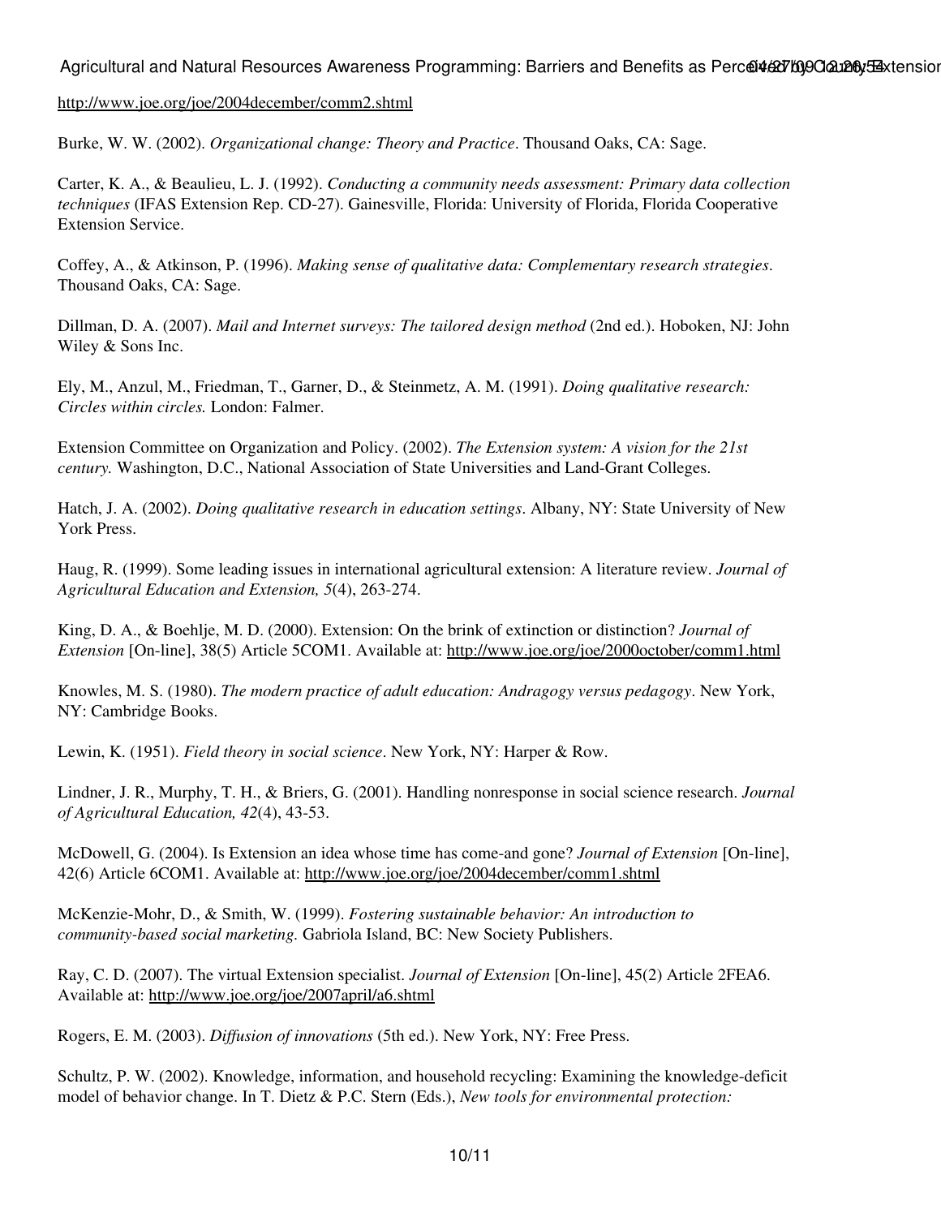http://www.joe.org/joe/2004december/comm2.shtml

Burke, W. W. (2002). *Organizational change: Theory and Practice*. Thousand Oaks, CA: Sage.

Carter, K. A., & Beaulieu, L. J. (1992). *Conducting a community needs assessment: Primary data collection techniques* (IFAS Extension Rep. CD-27). Gainesville, Florida: University of Florida, Florida Cooperative Extension Service.

Coffey, A., & Atkinson, P. (1996). *Making sense of qualitative data: Complementary research strategies*. Thousand Oaks, CA: Sage.

Dillman, D. A. (2007). *Mail and Internet surveys: The tailored design method* (2nd ed.). Hoboken, NJ: John Wiley & Sons Inc.

Ely, M., Anzul, M., Friedman, T., Garner, D., & Steinmetz, A. M. (1991). *Doing qualitative research: Circles within circles.* London: Falmer.

Extension Committee on Organization and Policy. (2002). *The Extension system: A vision for the 21st century.* Washington, D.C., National Association of State Universities and Land-Grant Colleges.

Hatch, J. A. (2002). *Doing qualitative research in education settings*. Albany, NY: State University of New York Press.

Haug, R. (1999). Some leading issues in international agricultural extension: A literature review. *Journal of Agricultural Education and Extension, 5*(4), 263-274.

King, D. A., & Boehlje, M. D. (2000). Extension: On the brink of extinction or distinction? *Journal of Extension* [On-line], 38(5) Article 5COM1. Available at: http://www.joe.org/joe/2000october/comm1.html

Knowles, M. S. (1980). *The modern practice of adult education: Andragogy versus pedagogy*. New York, NY: Cambridge Books.

Lewin, K. (1951). *Field theory in social science*. New York, NY: Harper & Row.

Lindner, J. R., Murphy, T. H., & Briers, G. (2001). Handling nonresponse in social science research. *Journal of Agricultural Education, 42*(4), 43-53.

McDowell, G. (2004). Is Extension an idea whose time has come-and gone? *Journal of Extension* [On-line], 42(6) Article 6COM1. Available at: http://www.joe.org/joe/2004december/comm1.shtml

McKenzie-Mohr, D., & Smith, W. (1999). *Fostering sustainable behavior: An introduction to community-based social marketing.* Gabriola Island, BC: New Society Publishers.

Ray, C. D. (2007). The virtual Extension specialist. *Journal of Extension* [On-line], 45(2) Article 2FEA6. Available at: http://www.joe.org/joe/2007april/a6.shtml

Rogers, E. M. (2003). *Diffusion of innovations* (5th ed.). New York, NY: Free Press.

Schultz, P. W. (2002). Knowledge, information, and household recycling: Examining the knowledge-deficit model of behavior change. In T. Dietz & P.C. Stern (Eds.), *New tools for environmental protection:*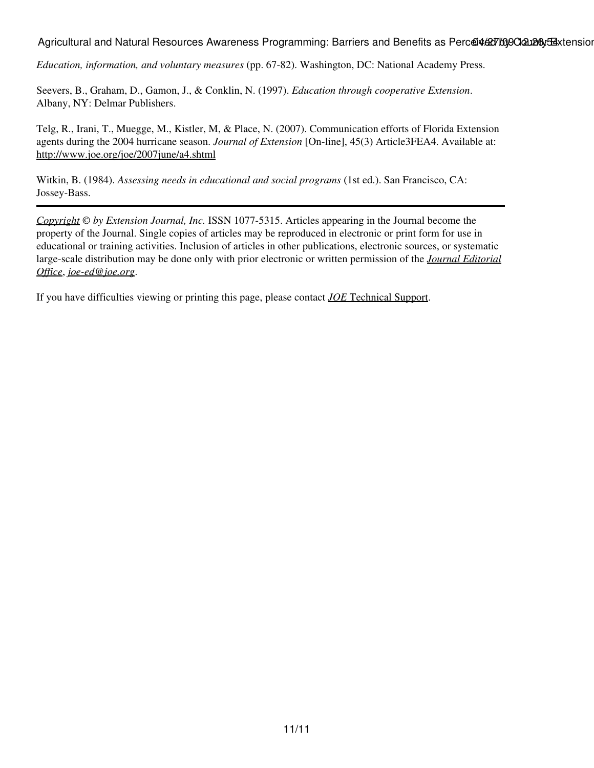*Education, information, and voluntary measures* (pp. 67-82). Washington, DC: National Academy Press.

Seevers, B., Graham, D., Gamon, J., & Conklin, N. (1997). *Education through cooperative Extension*. Albany, NY: Delmar Publishers.

Telg, R., Irani, T., Muegge, M., Kistler, M, & Place, N. (2007). Communication efforts of Florida Extension agents during the 2004 hurricane season. *Journal of Extension* [On-line], 45(3) Article3FEA4. Available at: http://www.joe.org/joe/2007june/a4.shtml

Witkin, B. (1984). *Assessing needs in educational and social programs* (1st ed.). San Francisco, CA: Jossey-Bass.

---

*Copyright © by Extension Journal, Inc.* ISSN 1077-5315. Articles appearing in the Journal become the property of the Journal. Single copies of articles may be reproduced in electronic or print form for use in educational or training activities. Inclusion of articles in other publications, electronic sources, or systematic large-scale distribution may be done only with prior electronic or written permission of the *Journal Editorial Office*, *joe-ed@joe.org*.

If you have difficulties viewing or printing this page, please contact *JOE* Technical Support.